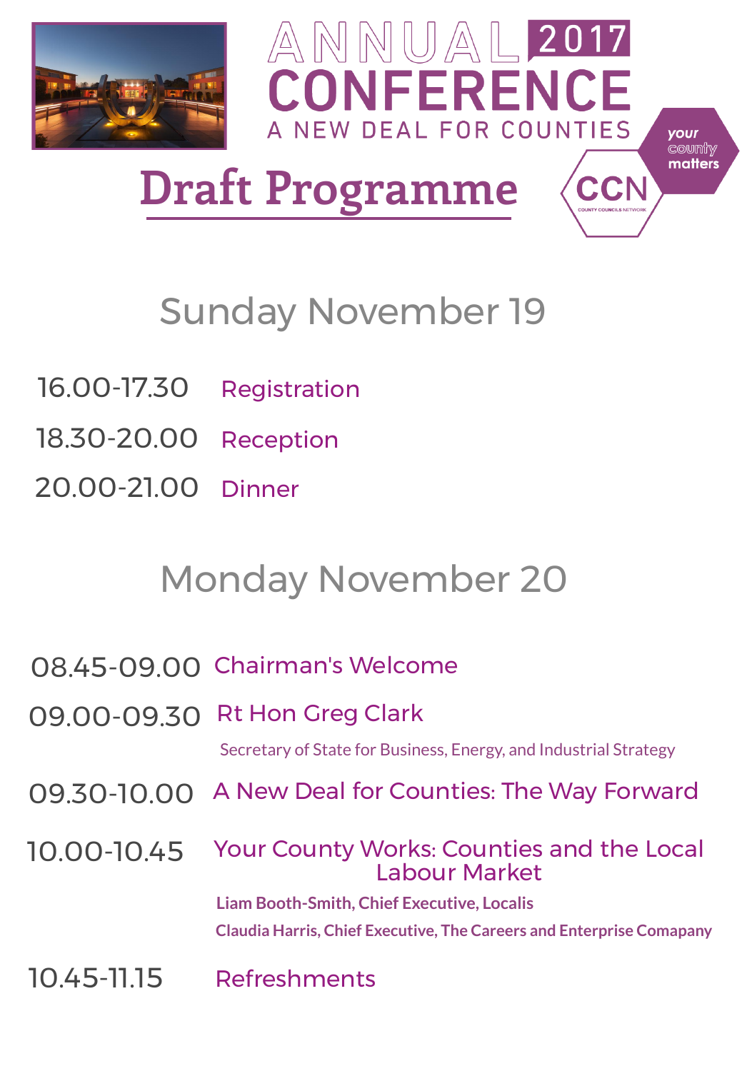# ANNUAL 2017 CONFERENCE

A NEW DEAL FOR COUNTIES

your county matters

CCN

COUNTY COUNCILS NETWORK

# Draft Programme

## Sunday November 19

16.00-17.30 Registration

18.30-20.00 Reception

20.00-21.00 Dinner

## Monday November 20

08.45-09.00 Chairman's Welcome

09.00-09.30 Rt Hon Greg Clark

Secretary of State for Business, Energy, and Industrial Strategy

09.30-10.00 A New Deal for Counties: The Way Forward

10.00-10.45 Your County Works: Counties and the Local Labour Market

**Liam Booth-Smith, Chief Executive, Localis**

**Claudia Harris, Chief Executive, The Careers and Enterprise Comapany**

10.45-11.15 Refreshments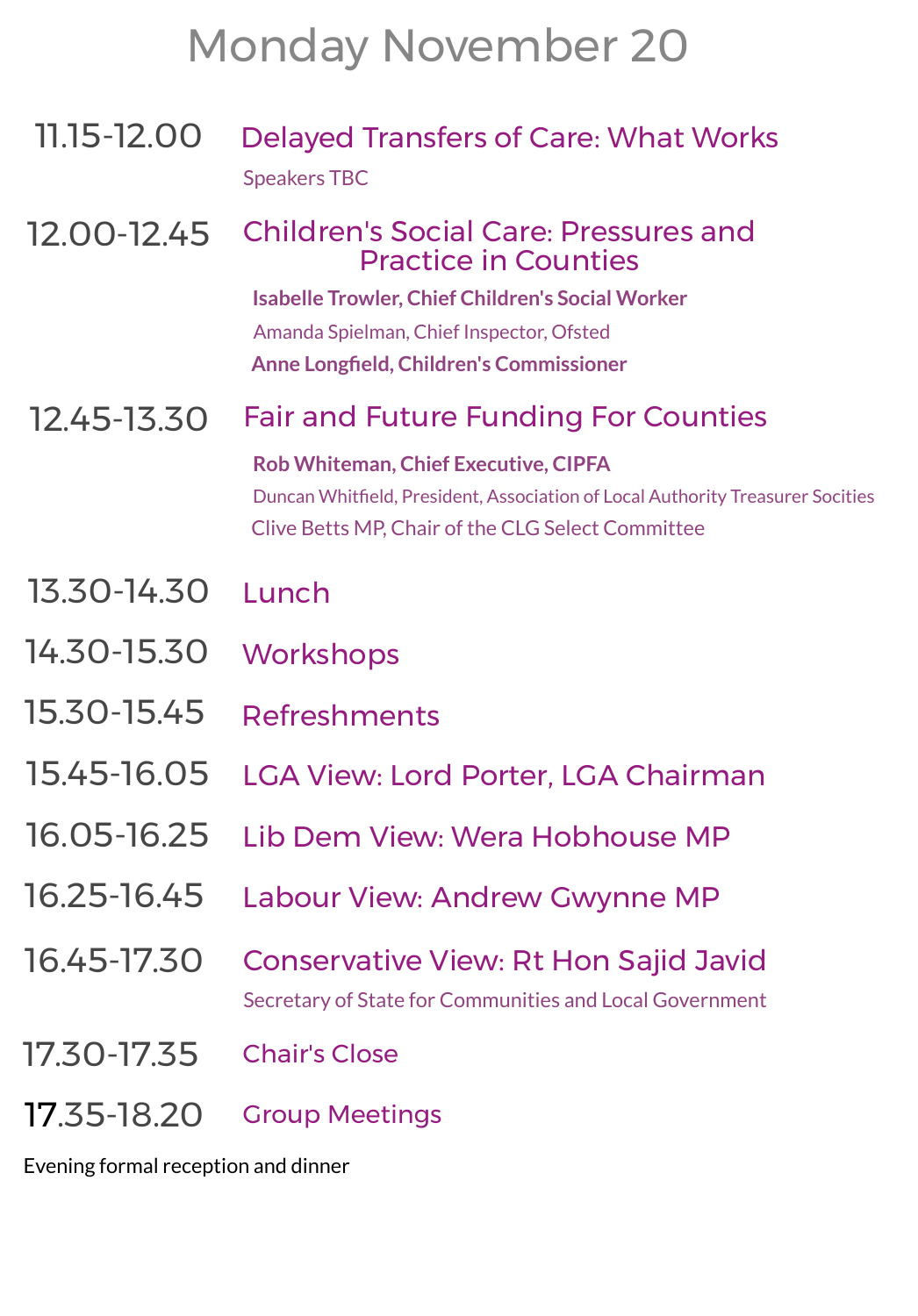# Monday November 20

**11.15-12.00** Delayed Transfers of Care: What Works

Speakers TBC

**12.00-12.45** Children's Social Care: Pressures and Practice in Counties

**Isabelle Trowler, Chief Children's Social Worker**

Amanda Spielman, Chief Inspector, Ofsted

**Anne Longfield, Children's Commissioner**

**12.45-13.30** Fair and Future Funding For Counties

**Rob Whiteman, Chief Executive, CIPFA**

Duncan Whitfield, President, Association of Local Authority Treasurer Socities

Clive Betts MP, Chair of the CLG Select Committee

**13.30-14.30** Lunch

**14.30-15.30** Workshops

**15.30-15.45** Refreshments

**15.45-16.05** LGA View: Lord Porter, LGA Chairman

**16.05-16.25** Lib Dem View: Wera Hobhouse MP

**16.25-16.45** Labour View: Andrew Gwynne MP

**16.45-17.30** Conservative View: Rt Hon Sajid Javid

Secretary of State for Communities and Local Government

**17.30-17.35** Chair's Close

**17.35-18.20** Group Meetings

Evening formal reception and dinner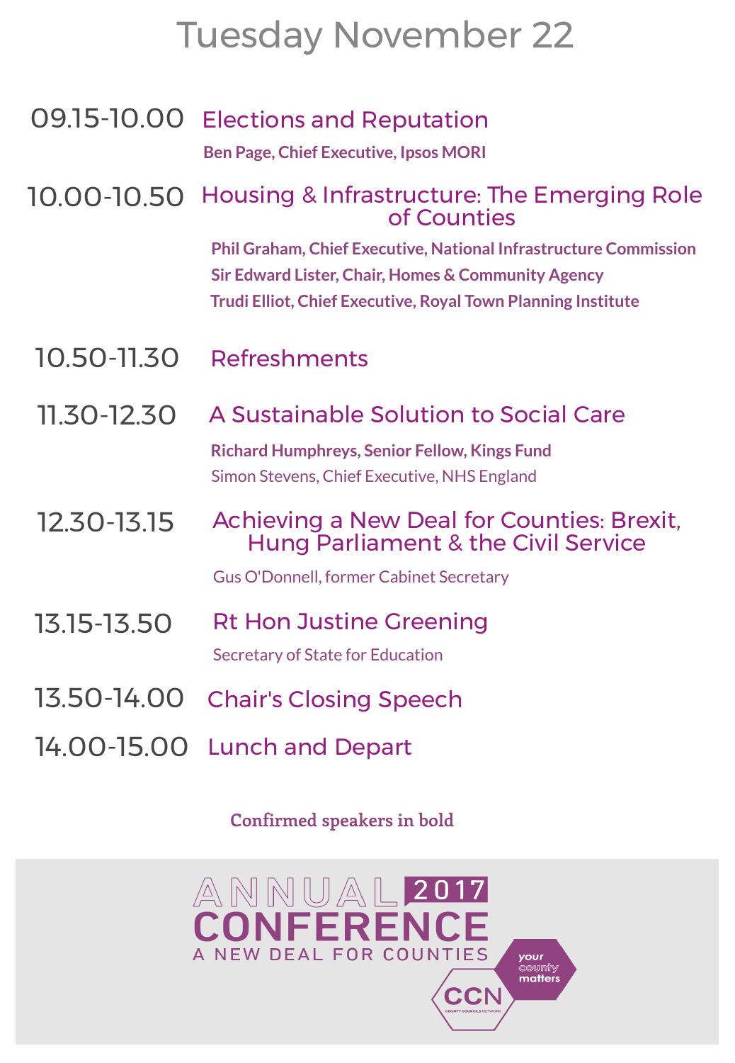# Tuesday November 22

**09.15-10.00** Elections and Reputation

**Ben Page, Chief Executive, Ipsos MORI**

**10.00-10.50** Housing & Infrastructure: The Emerging Role of Counties

**Phil Graham, Chief Executive, National Infrastructure Commission**
**Sir Edward Lister, Chair, Homes & Community Agency**
**Trudi Elliot, Chief Executive, Royal Town Planning Institute**

**10.50-11.30** Refreshments

**11.30-12.30** A Sustainable Solution to Social Care

**Richard Humphreys, Senior Fellow, Kings Fund**
Simon Stevens, Chief Executive, NHS England

**12.30-13.15** Achieving a New Deal for Counties: Brexit, Hung Parliament & the Civil Service

Gus O'Donnell, former Cabinet Secretary

**13.15-13.50** Rt Hon Justine Greening

Secretary of State for Education

**13.50-14.00** Chair's Closing Speech

**14.00-15.00** Lunch and Depart

**Confirmed speakers in bold**

ANNUAL 2017 CONFERENCE
A NEW DEAL FOR COUNTIES

your county matters

CCN
COUNTY COUNCILS NETWORK